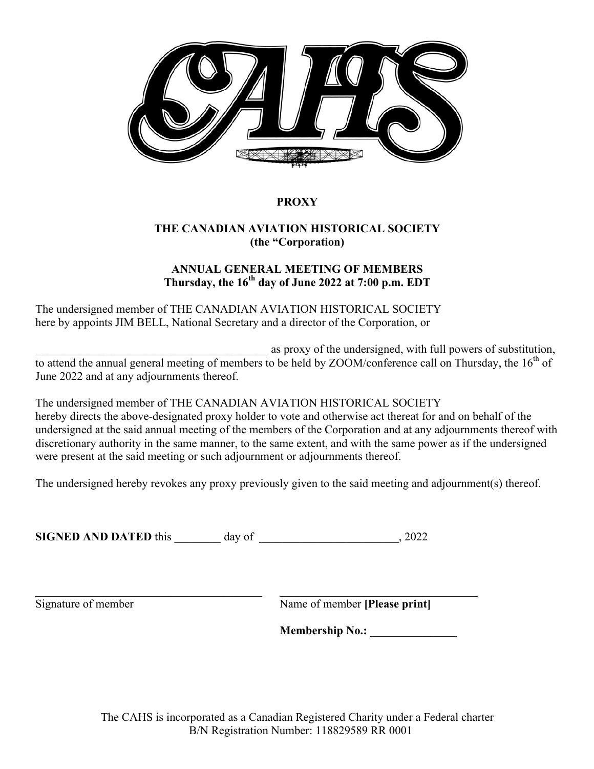**PROXY**

**THE CANADIAN AVIATION HISTORICAL SOCIETY**
**(the "Corporation)**

**ANNUAL GENERAL MEETING OF MEMBERS**
**Thursday, the 16th day of June 2022 at 7:00 p.m. EDT**

The undersigned member of THE CANADIAN AVIATION HISTORICAL SOCIETY here by appoints JIM BELL, National Secretary and a director of the Corporation, or

________________________________________ as proxy of the undersigned, with full powers of substitution, to attend the annual general meeting of members to be held by ZOOM/conference call on Thursday, the 16th of June 2022 and at any adjournments thereof.

The undersigned member of THE CANADIAN AVIATION HISTORICAL SOCIETY hereby directs the above-designated proxy holder to vote and otherwise act thereat for and on behalf of the undersigned at the said annual meeting of the members of the Corporation and at any adjournments thereof with discretionary authority in the same manner, to the same extent, and with the same power as if the undersigned were present at the said meeting or such adjournment or adjournments thereof.

The undersigned hereby revokes any proxy previously given to the said meeting and adjournment(s) thereof.

**SIGNED AND DATED** this ________ day of ________________________, 2022

________________________________________
Signature of member

________________________________________
Name of member **[Please print]**

**Membership No.:** _______________

The CAHS is incorporated as a Canadian Registered Charity under a Federal charter
B/N Registration Number: 118829589 RR 0001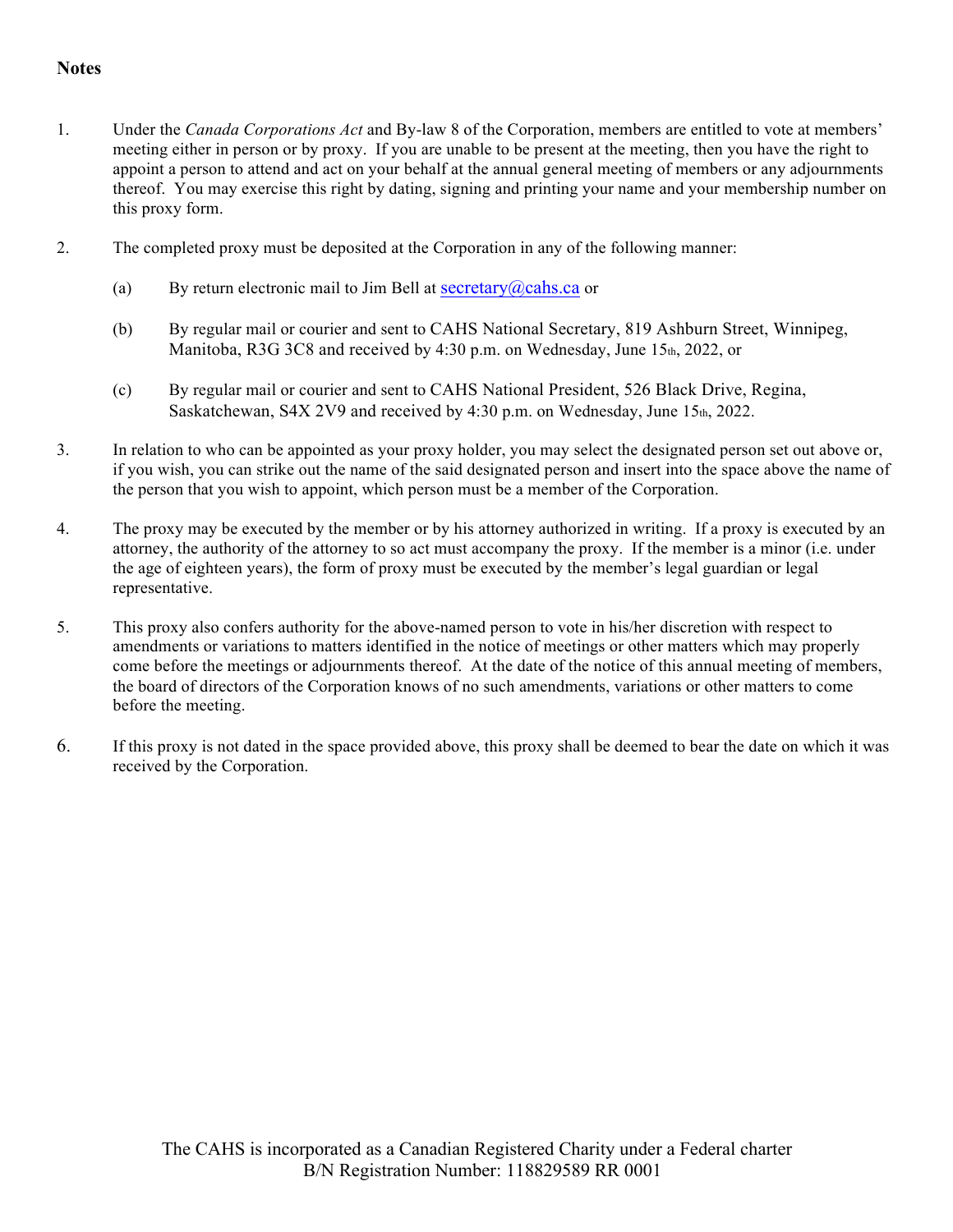### Notes

1. Under the *Canada Corporations Act* and By-law 8 of the Corporation, members are entitled to vote at members' meeting either in person or by proxy. If you are unable to be present at the meeting, then you have the right to appoint a person to attend and act on your behalf at the annual general meeting of members or any adjournments thereof. You may exercise this right by dating, signing and printing your name and your membership number on this proxy form.

2. The completed proxy must be deposited at the Corporation in any of the following manner:

   (a) By return electronic mail to Jim Bell at secretary@cahs.ca or

   (b) By regular mail or courier and sent to CAHS National Secretary, 819 Ashburn Street, Winnipeg, Manitoba, R3G 3C8 and received by 4:30 p.m. on Wednesday, June 15th, 2022, or

   (c) By regular mail or courier and sent to CAHS National President, 526 Black Drive, Regina, Saskatchewan, S4X 2V9 and received by 4:30 p.m. on Wednesday, June 15th, 2022.

3. In relation to who can be appointed as your proxy holder, you may select the designated person set out above or, if you wish, you can strike out the name of the said designated person and insert into the space above the name of the person that you wish to appoint, which person must be a member of the Corporation.

4. The proxy may be executed by the member or by his attorney authorized in writing. If a proxy is executed by an attorney, the authority of the attorney to so act must accompany the proxy. If the member is a minor (i.e. under the age of eighteen years), the form of proxy must be executed by the member's legal guardian or legal representative.

5. This proxy also confers authority for the above-named person to vote in his/her discretion with respect to amendments or variations to matters identified in the notice of meetings or other matters which may properly come before the meetings or adjournments thereof. At the date of the notice of this annual meeting of members, the board of directors of the Corporation knows of no such amendments, variations or other matters to come before the meeting.

6. If this proxy is not dated in the space provided above, this proxy shall be deemed to bear the date on which it was received by the Corporation.

The CAHS is incorporated as a Canadian Registered Charity under a Federal charter
B/N Registration Number: 118829589 RR 0001